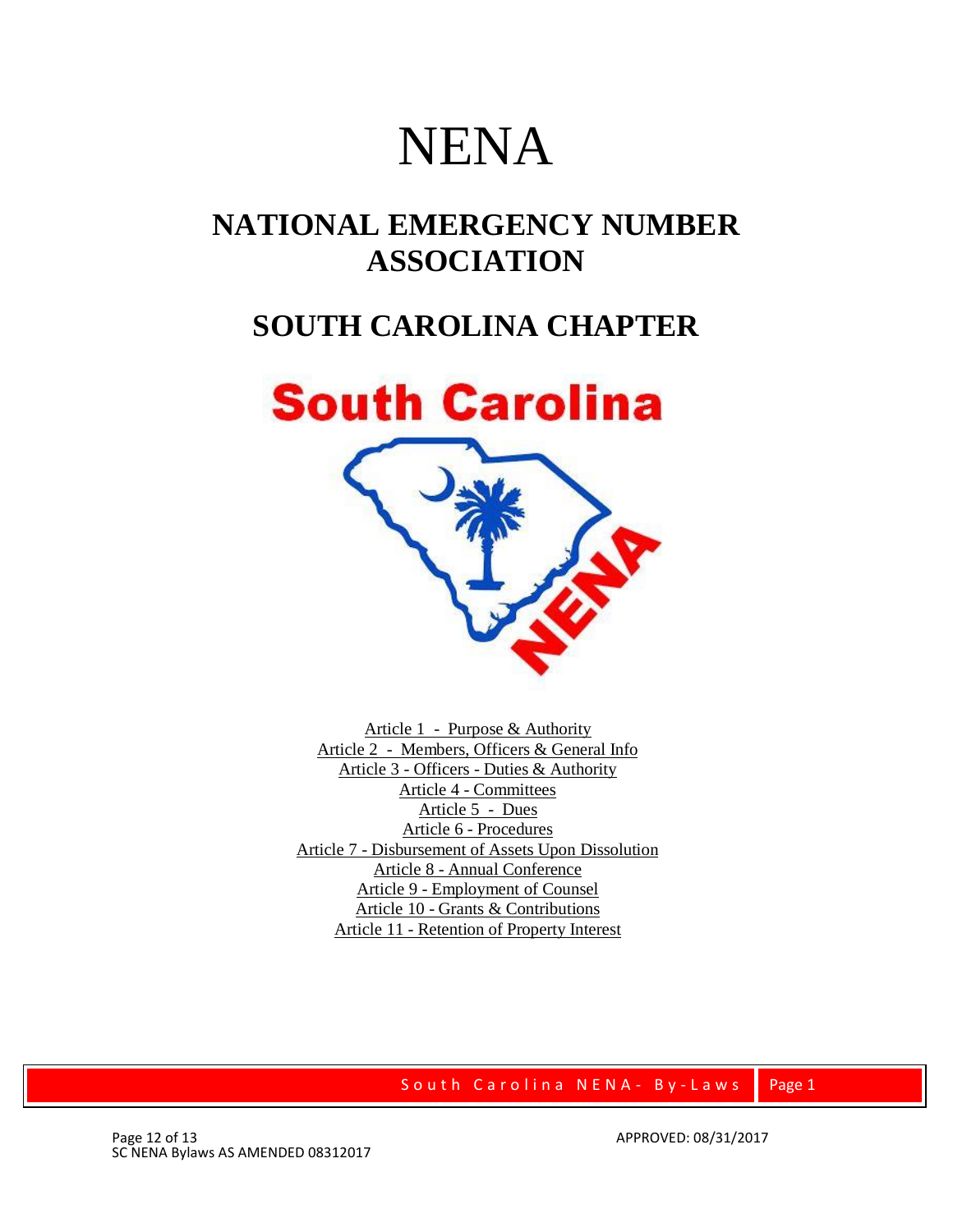# NENA

## NATIONAL EMERGENCY NUMBER ASSOCIATION

## SOUTH CAROLINA CHAPTER

Article 1 - Purpose & Authority
Article 2 - Members, Officers & General Info
Article 3 - Officers - Duties & Authority
Article 4 - Committees
Article 5 - Dues
Article 6 - Procedures
Article 7 - Disbursement of Assets Upon Dissolution
Article 8 - Annual Conference
Article 9 - Employment of Counsel
Article 10 - Grants & Contributions
Article 11 - Retention of Property Interest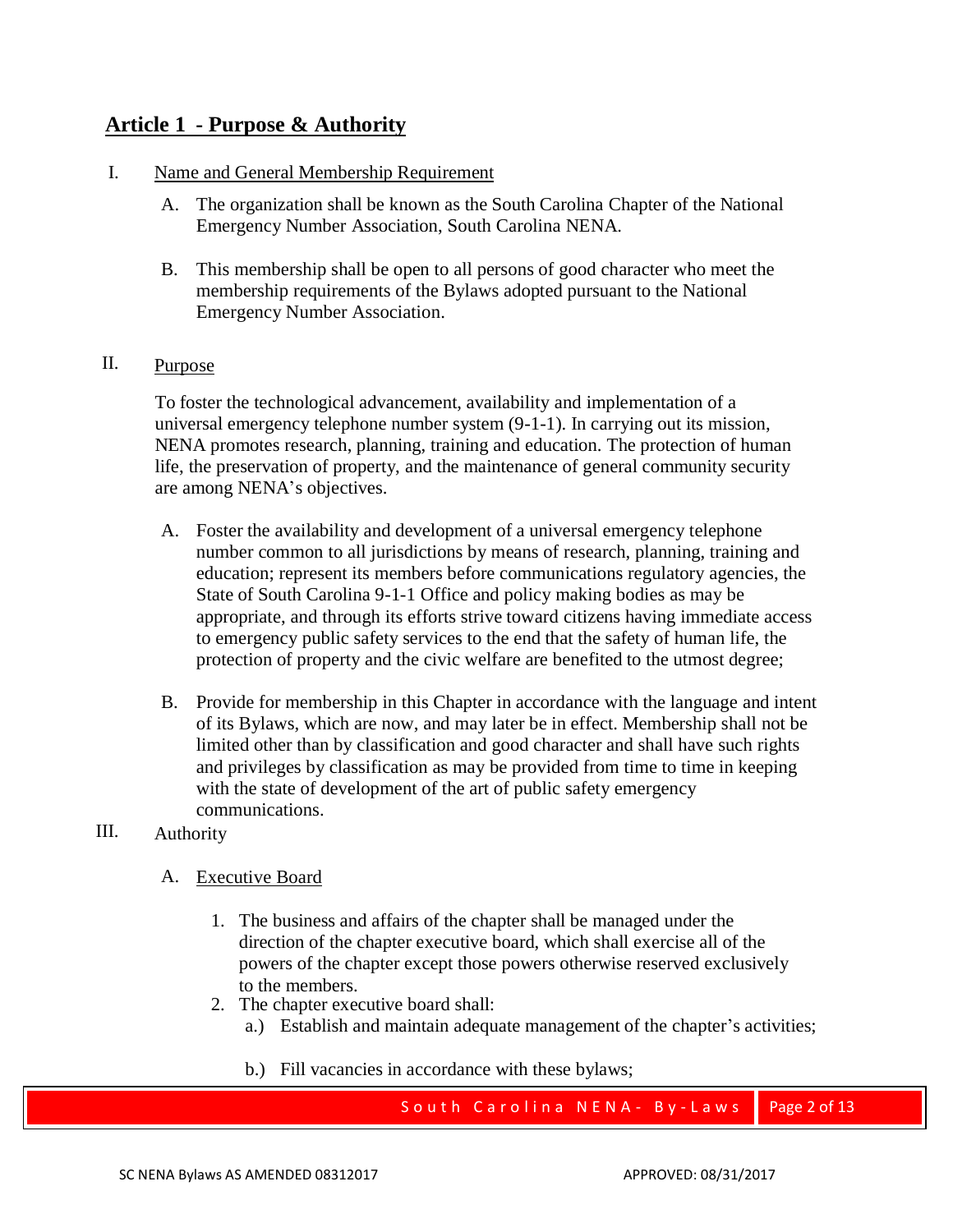## Article 1 - Purpose & Authority

I. Name and General Membership Requirement

A. The organization shall be known as the South Carolina Chapter of the National Emergency Number Association, South Carolina NENA.

B. This membership shall be open to all persons of good character who meet the membership requirements of the Bylaws adopted pursuant to the National Emergency Number Association.

II. Purpose

To foster the technological advancement, availability and implementation of a universal emergency telephone number system (9-1-1). In carrying out its mission, NENA promotes research, planning, training and education. The protection of human life, the preservation of property, and the maintenance of general community security are among NENA's objectives.

A. Foster the availability and development of a universal emergency telephone number common to all jurisdictions by means of research, planning, training and education; represent its members before communications regulatory agencies, the State of South Carolina 9-1-1 Office and policy making bodies as may be appropriate, and through its efforts strive toward citizens having immediate access to emergency public safety services to the end that the safety of human life, the protection of property and the civic welfare are benefited to the utmost degree;

B. Provide for membership in this Chapter in accordance with the language and intent of its Bylaws, which are now, and may later be in effect. Membership shall not be limited other than by classification and good character and shall have such rights and privileges by classification as may be provided from time to time in keeping with the state of development of the art of public safety emergency communications.

III. Authority

A. Executive Board

1. The business and affairs of the chapter shall be managed under the direction of the chapter executive board, which shall exercise all of the powers of the chapter except those powers otherwise reserved exclusively to the members.
2. The chapter executive board shall:
   a.) Establish and maintain adequate management of the chapter's activities;

   b.) Fill vacancies in accordance with these bylaws;

SC NENA Bylaws AS AMENDED 08312017 APPROVED: 08/31/2017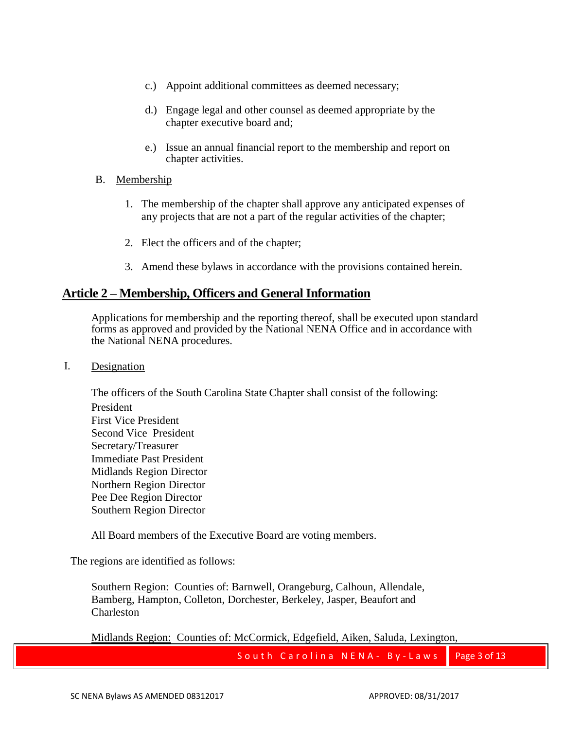c.) Appoint additional committees as deemed necessary;

d.) Engage legal and other counsel as deemed appropriate by the chapter executive board and;

e.) Issue an annual financial report to the membership and report on chapter activities.

B. Membership

1. The membership of the chapter shall approve any anticipated expenses of any projects that are not a part of the regular activities of the chapter;
2. Elect the officers and of the chapter;
3. Amend these bylaws in accordance with the provisions contained herein.

## Article 2 – Membership, Officers and General Information

Applications for membership and the reporting thereof, shall be executed upon standard forms as approved and provided by the National NENA Office and in accordance with the National NENA procedures.

I. Designation

The officers of the South Carolina State Chapter shall consist of the following:

President
First Vice President
Second Vice President
Secretary/Treasurer
Immediate Past President
Midlands Region Director
Northern Region Director
Pee Dee Region Director
Southern Region Director

All Board members of the Executive Board are voting members.

The regions are identified as follows:

Southern Region: Counties of: Barnwell, Orangeburg, Calhoun, Allendale, Bamberg, Hampton, Colleton, Dorchester, Berkeley, Jasper, Beaufort and Charleston

Midlands Region: Counties of: McCormick, Edgefield, Aiken, Saluda, Lexington,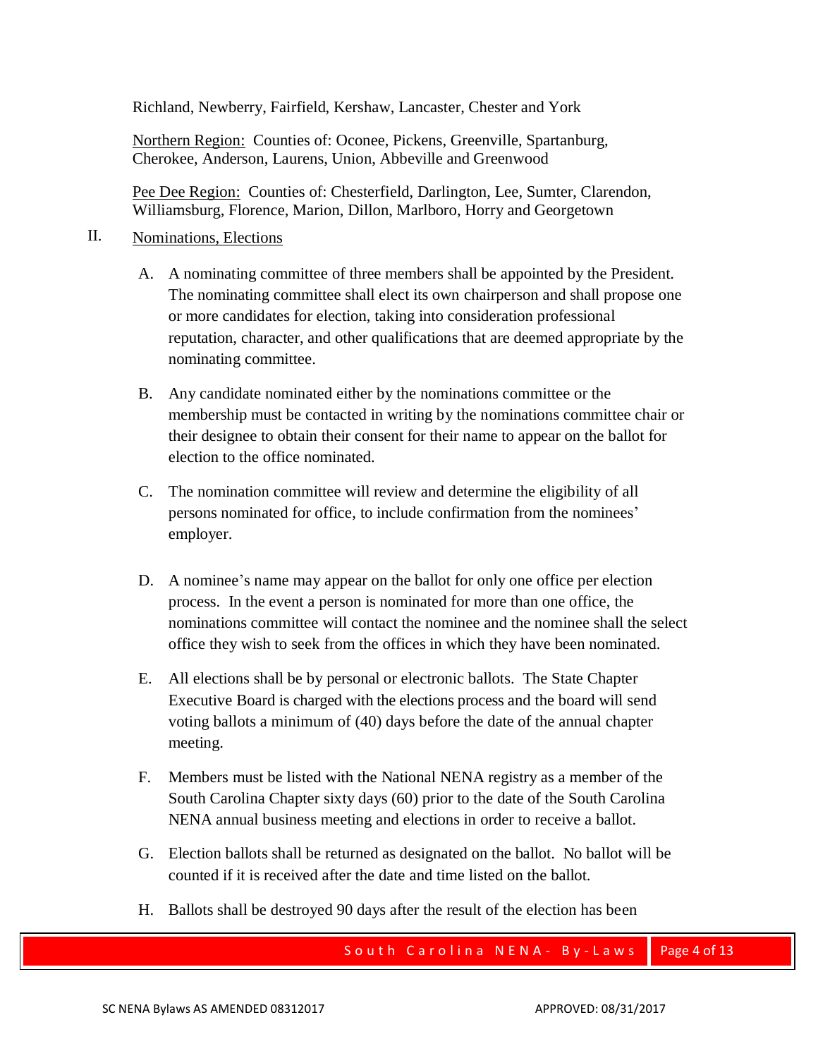Richland, Newberry, Fairfield, Kershaw, Lancaster, Chester and York

Northern Region: Counties of: Oconee, Pickens, Greenville, Spartanburg, Cherokee, Anderson, Laurens, Union, Abbeville and Greenwood

Pee Dee Region: Counties of: Chesterfield, Darlington, Lee, Sumter, Clarendon, Williamsburg, Florence, Marion, Dillon, Marlboro, Horry and Georgetown

II. Nominations, Elections

A. A nominating committee of three members shall be appointed by the President. The nominating committee shall elect its own chairperson and shall propose one or more candidates for election, taking into consideration professional reputation, character, and other qualifications that are deemed appropriate by the nominating committee.

B. Any candidate nominated either by the nominations committee or the membership must be contacted in writing by the nominations committee chair or their designee to obtain their consent for their name to appear on the ballot for election to the office nominated.

C. The nomination committee will review and determine the eligibility of all persons nominated for office, to include confirmation from the nominees' employer.

D. A nominee's name may appear on the ballot for only one office per election process. In the event a person is nominated for more than one office, the nominations committee will contact the nominee and the nominee shall the select office they wish to seek from the offices in which they have been nominated.

E. All elections shall be by personal or electronic ballots. The State Chapter Executive Board is charged with the elections process and the board will send voting ballots a minimum of (40) days before the date of the annual chapter meeting.

F. Members must be listed with the National NENA registry as a member of the South Carolina Chapter sixty days (60) prior to the date of the South Carolina NENA annual business meeting and elections in order to receive a ballot.

G. Election ballots shall be returned as designated on the ballot. No ballot will be counted if it is received after the date and time listed on the ballot.

H. Ballots shall be destroyed 90 days after the result of the election has been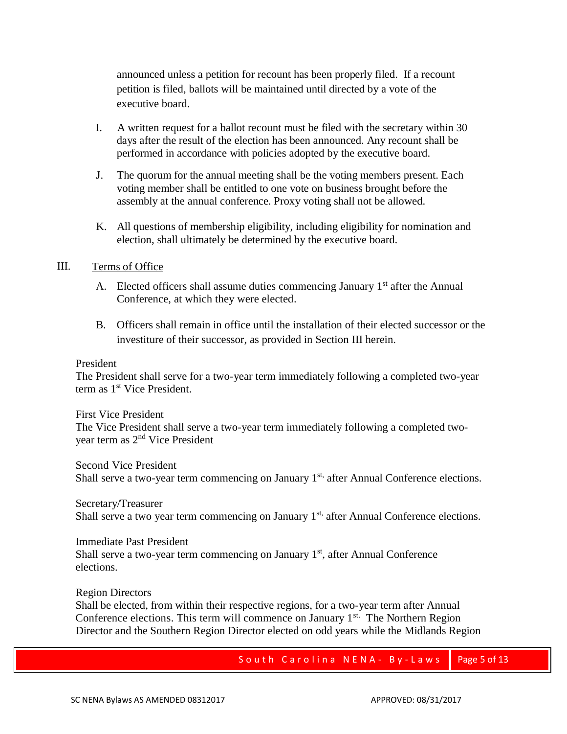announced unless a petition for recount has been properly filed. If a recount petition is filed, ballots will be maintained until directed by a vote of the executive board.

I. A written request for a ballot recount must be filed with the secretary within 30 days after the result of the election has been announced. Any recount shall be performed in accordance with policies adopted by the executive board.

J. The quorum for the annual meeting shall be the voting members present. Each voting member shall be entitled to one vote on business brought before the assembly at the annual conference. Proxy voting shall not be allowed.

K. All questions of membership eligibility, including eligibility for nomination and election, shall ultimately be determined by the executive board.

## III. Terms of Office

A. Elected officers shall assume duties commencing January 1st after the Annual Conference, at which they were elected.

B. Officers shall remain in office until the installation of their elected successor or the investiture of their successor, as provided in Section III herein.

President
The President shall serve for a two-year term immediately following a completed two-year term as 1st Vice President.

First Vice President
The Vice President shall serve a two-year term immediately following a completed two-year term as 2nd Vice President

Second Vice President
Shall serve a two-year term commencing on January 1st, after Annual Conference elections.

Secretary/Treasurer
Shall serve a two year term commencing on January 1st, after Annual Conference elections.

Immediate Past President
Shall serve a two-year term commencing on January 1st, after Annual Conference elections.

Region Directors
Shall be elected, from within their respective regions, for a two-year term after Annual Conference elections. This term will commence on January 1st. The Northern Region Director and the Southern Region Director elected on odd years while the Midlands Region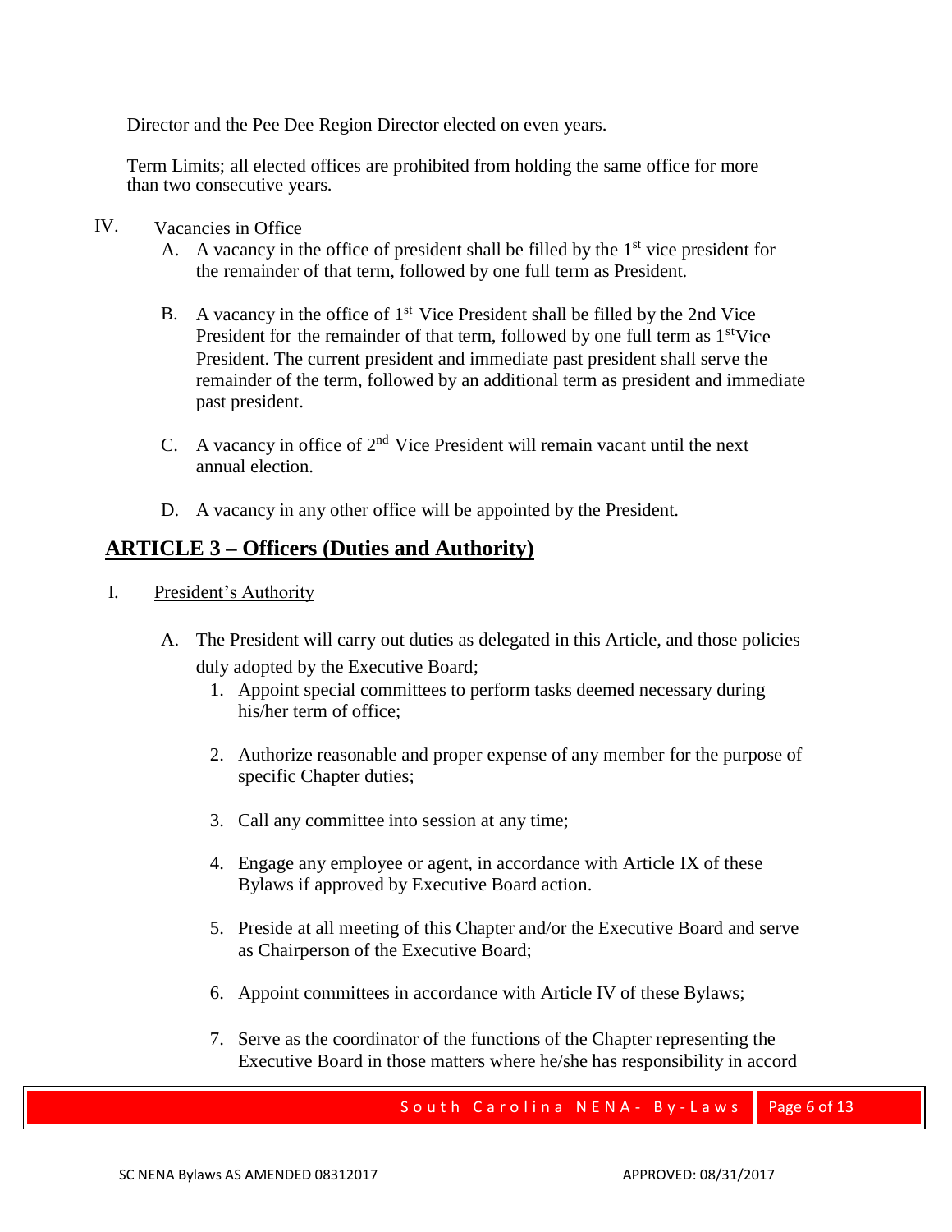Director and the Pee Dee Region Director elected on even years.

Term Limits; all elected offices are prohibited from holding the same office for more than two consecutive years.

IV. Vacancies in Office

A. A vacancy in the office of president shall be filled by the 1st vice president for the remainder of that term, followed by one full term as President.

B. A vacancy in the office of 1st Vice President shall be filled by the 2nd Vice President for the remainder of that term, followed by one full term as 1st Vice President. The current president and immediate past president shall serve the remainder of the term, followed by an additional term as president and immediate past president.

C. A vacancy in office of 2nd Vice President will remain vacant until the next annual election.

D. A vacancy in any other office will be appointed by the President.

## ARTICLE 3 – Officers (Duties and Authority)

I. President's Authority

A. The President will carry out duties as delegated in this Article, and those policies duly adopted by the Executive Board;

1. Appoint special committees to perform tasks deemed necessary during his/her term of office;

2. Authorize reasonable and proper expense of any member for the purpose of specific Chapter duties;

3. Call any committee into session at any time;

4. Engage any employee or agent, in accordance with Article IX of these Bylaws if approved by Executive Board action.

5. Preside at all meeting of this Chapter and/or the Executive Board and serve as Chairperson of the Executive Board;

6. Appoint committees in accordance with Article IV of these Bylaws;

7. Serve as the coordinator of the functions of the Chapter representing the Executive Board in those matters where he/she has responsibility in accord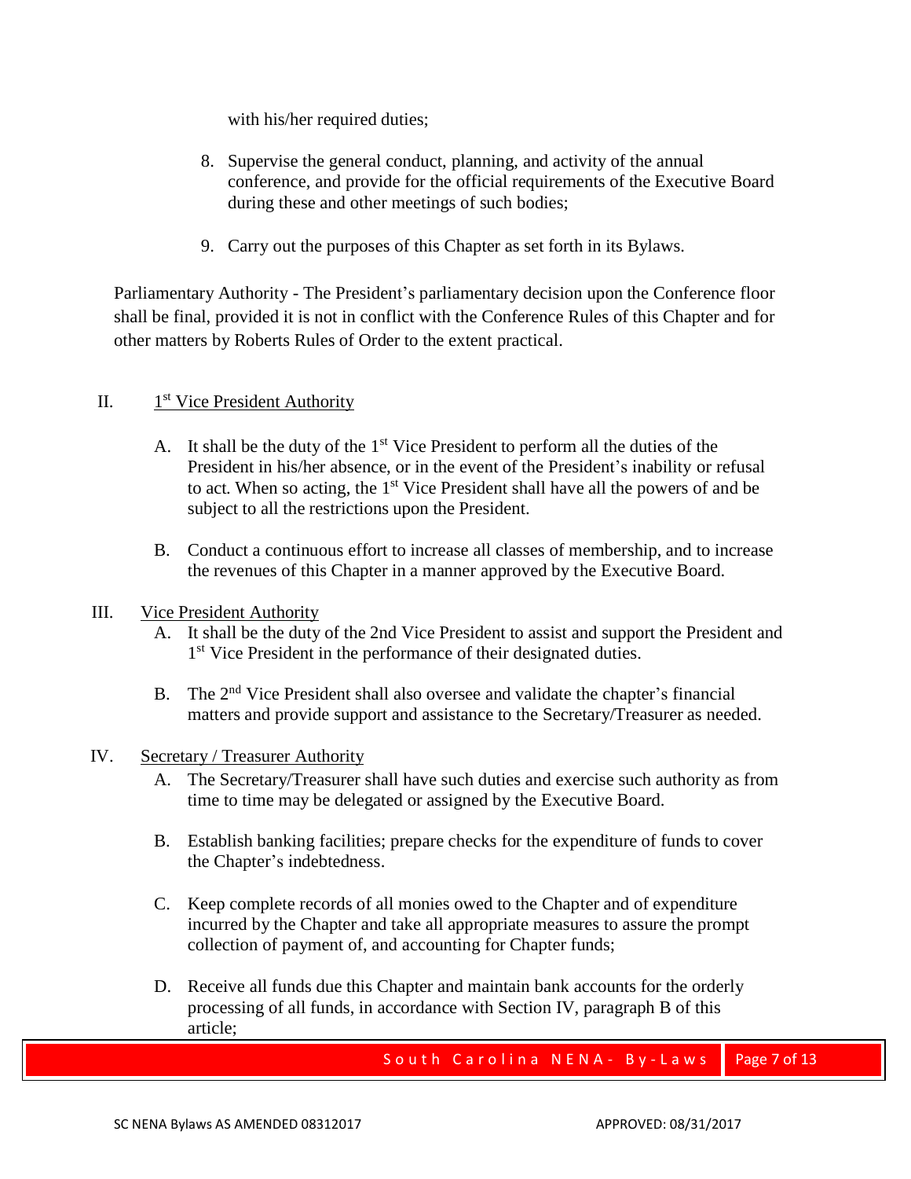with his/her required duties;

8. Supervise the general conduct, planning, and activity of the annual conference, and provide for the official requirements of the Executive Board during these and other meetings of such bodies;

9. Carry out the purposes of this Chapter as set forth in its Bylaws.

Parliamentary Authority - The President's parliamentary decision upon the Conference floor shall be final, provided it is not in conflict with the Conference Rules of this Chapter and for other matters by Roberts Rules of Order to the extent practical.

II. 1st Vice President Authority

A. It shall be the duty of the 1st Vice President to perform all the duties of the President in his/her absence, or in the event of the President's inability or refusal to act. When so acting, the 1st Vice President shall have all the powers of and be subject to all the restrictions upon the President.

B. Conduct a continuous effort to increase all classes of membership, and to increase the revenues of this Chapter in a manner approved by the Executive Board.

III. Vice President Authority

A. It shall be the duty of the 2nd Vice President to assist and support the President and 1st Vice President in the performance of their designated duties.

B. The 2nd Vice President shall also oversee and validate the chapter's financial matters and provide support and assistance to the Secretary/Treasurer as needed.

IV. Secretary / Treasurer Authority

A. The Secretary/Treasurer shall have such duties and exercise such authority as from time to time may be delegated or assigned by the Executive Board.

B. Establish banking facilities; prepare checks for the expenditure of funds to cover the Chapter's indebtedness.

C. Keep complete records of all monies owed to the Chapter and of expenditure incurred by the Chapter and take all appropriate measures to assure the prompt collection of payment of, and accounting for Chapter funds;

D. Receive all funds due this Chapter and maintain bank accounts for the orderly processing of all funds, in accordance with Section IV, paragraph B of this article;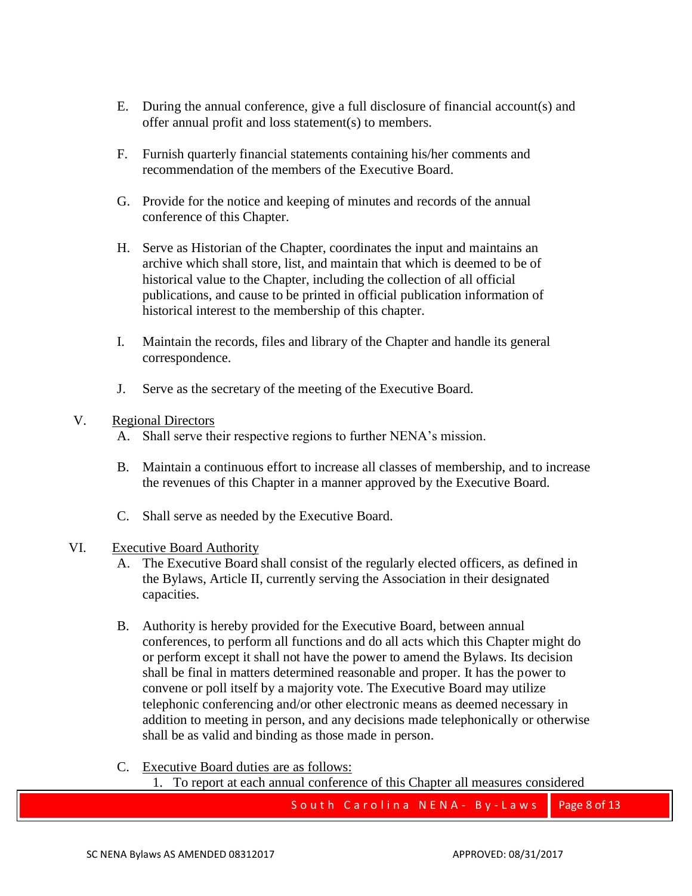E. During the annual conference, give a full disclosure of financial account(s) and offer annual profit and loss statement(s) to members.

F. Furnish quarterly financial statements containing his/her comments and recommendation of the members of the Executive Board.

G. Provide for the notice and keeping of minutes and records of the annual conference of this Chapter.

H. Serve as Historian of the Chapter, coordinates the input and maintains an archive which shall store, list, and maintain that which is deemed to be of historical value to the Chapter, including the collection of all official publications, and cause to be printed in official publication information of historical interest to the membership of this chapter.

I. Maintain the records, files and library of the Chapter and handle its general correspondence.

J. Serve as the secretary of the meeting of the Executive Board.

V. <u>Regional Directors</u>

A. Shall serve their respective regions to further NENA's mission.

B. Maintain a continuous effort to increase all classes of membership, and to increase the revenues of this Chapter in a manner approved by the Executive Board.

C. Shall serve as needed by the Executive Board.

VI. <u>Executive Board Authority</u>

A. The Executive Board shall consist of the regularly elected officers, as defined in the Bylaws, Article II, currently serving the Association in their designated capacities.

B. Authority is hereby provided for the Executive Board, between annual conferences, to perform all functions and do all acts which this Chapter might do or perform except it shall not have the power to amend the Bylaws. Its decision shall be final in matters determined reasonable and proper. It has the power to convene or poll itself by a majority vote. The Executive Board may utilize telephonic conferencing and/or other electronic means as deemed necessary in addition to meeting in person, and any decisions made telephonically or otherwise shall be as valid and binding as those made in person.

C. <u>Executive Board duties are as follows:</u>

1. To report at each annual conference of this Chapter all measures considered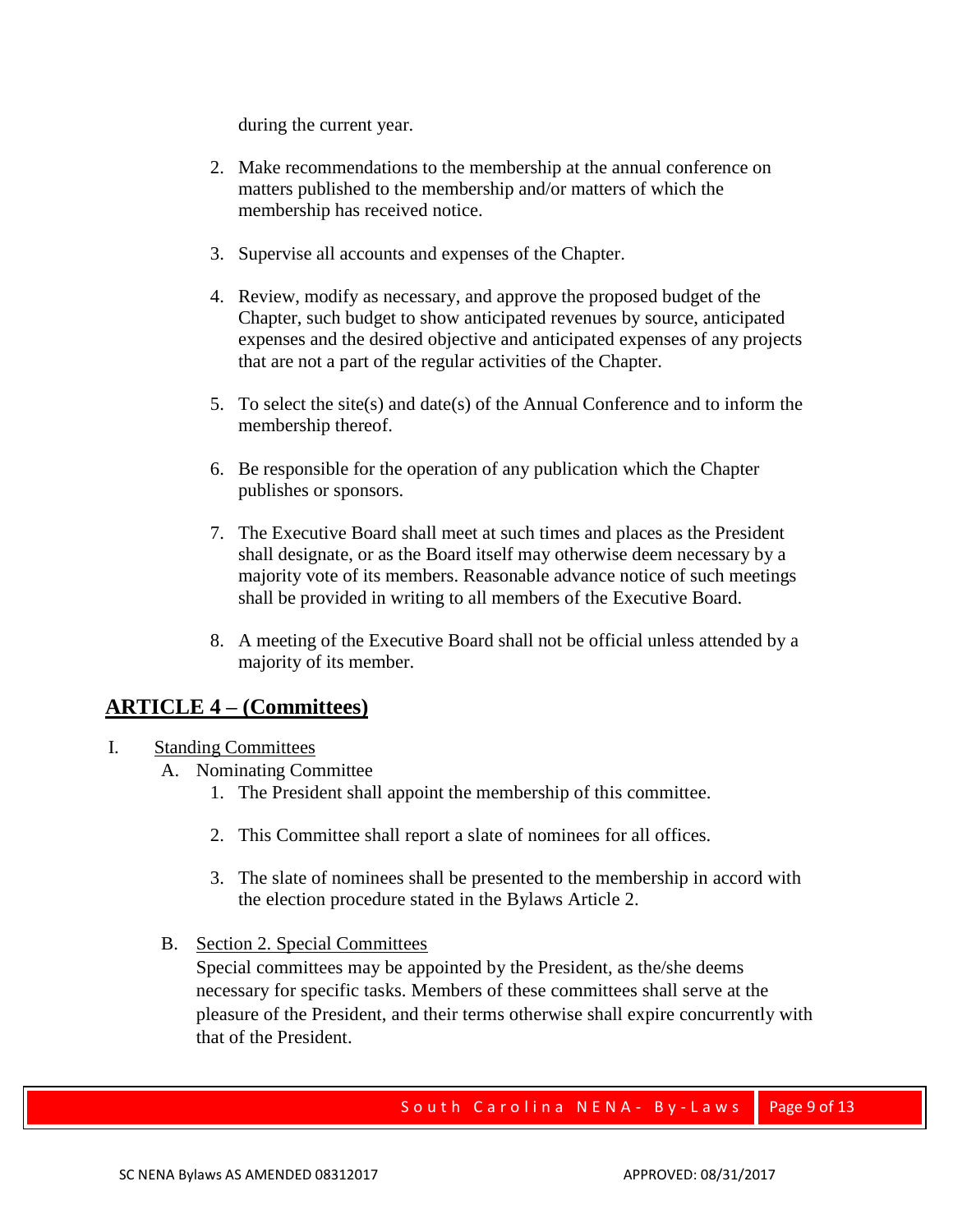during the current year.

2. Make recommendations to the membership at the annual conference on matters published to the membership and/or matters of which the membership has received notice.

3. Supervise all accounts and expenses of the Chapter.

4. Review, modify as necessary, and approve the proposed budget of the Chapter, such budget to show anticipated revenues by source, anticipated expenses and the desired objective and anticipated expenses of any projects that are not a part of the regular activities of the Chapter.

5. To select the site(s) and date(s) of the Annual Conference and to inform the membership thereof.

6. Be responsible for the operation of any publication which the Chapter publishes or sponsors.

7. The Executive Board shall meet at such times and places as the President shall designate, or as the Board itself may otherwise deem necessary by a majority vote of its members. Reasonable advance notice of such meetings shall be provided in writing to all members of the Executive Board.

8. A meeting of the Executive Board shall not be official unless attended by a majority of its member.

## ARTICLE 4 – (Committees)

I. Standing Committees

   A. Nominating Committee

      1. The President shall appoint the membership of this committee.

      2. This Committee shall report a slate of nominees for all offices.

      3. The slate of nominees shall be presented to the membership in accord with the election procedure stated in the Bylaws Article 2.

   B. Section 2. Special Committees

      Special committees may be appointed by the President, as the/she deems necessary for specific tasks. Members of these committees shall serve at the pleasure of the President, and their terms otherwise shall expire concurrently with that of the President.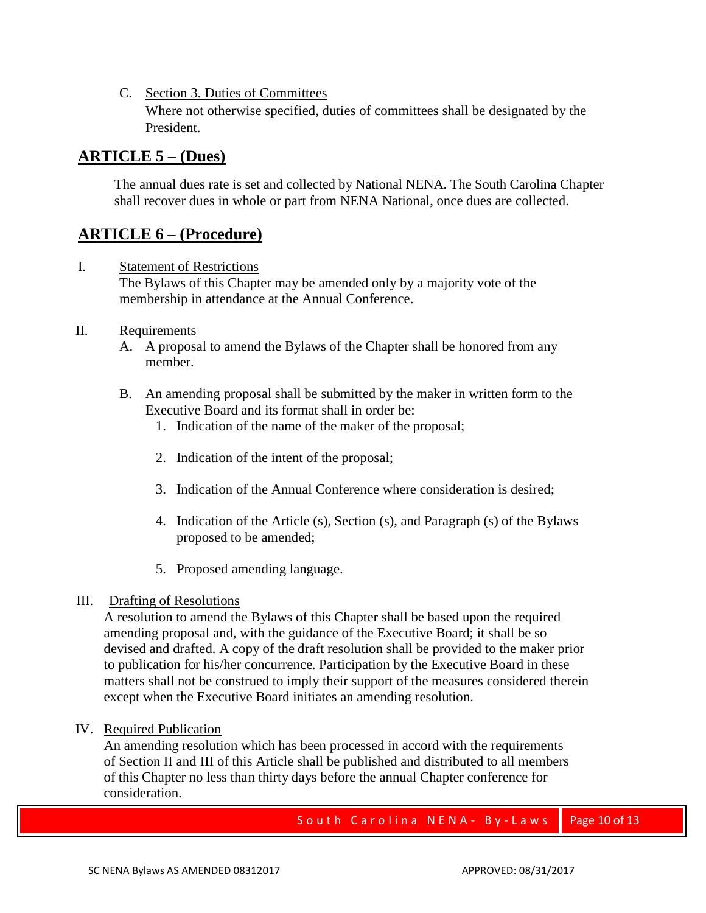C. Section 3. Duties of Committees
   Where not otherwise specified, duties of committees shall be designated by the President.

## ARTICLE 5 – (Dues)

The annual dues rate is set and collected by National NENA. The South Carolina Chapter shall recover dues in whole or part from NENA National, once dues are collected.

## ARTICLE 6 – (Procedure)

I. Statement of Restrictions
   The Bylaws of this Chapter may be amended only by a majority vote of the membership in attendance at the Annual Conference.

II. Requirements
   A. A proposal to amend the Bylaws of the Chapter shall be honored from any member.

   B. An amending proposal shall be submitted by the maker in written form to the Executive Board and its format shall in order be:
      1. Indication of the name of the maker of the proposal;

      2. Indication of the intent of the proposal;

      3. Indication of the Annual Conference where consideration is desired;

      4. Indication of the Article (s), Section (s), and Paragraph (s) of the Bylaws proposed to be amended;

      5. Proposed amending language.

III. Drafting of Resolutions
   A resolution to amend the Bylaws of this Chapter shall be based upon the required amending proposal and, with the guidance of the Executive Board; it shall be so devised and drafted. A copy of the draft resolution shall be provided to the maker prior to publication for his/her concurrence. Participation by the Executive Board in these matters shall not be construed to imply their support of the measures considered therein except when the Executive Board initiates an amending resolution.

IV. Required Publication
   An amending resolution which has been processed in accord with the requirements of Section II and III of this Article shall be published and distributed to all members of this Chapter no less than thirty days before the annual Chapter conference for consideration.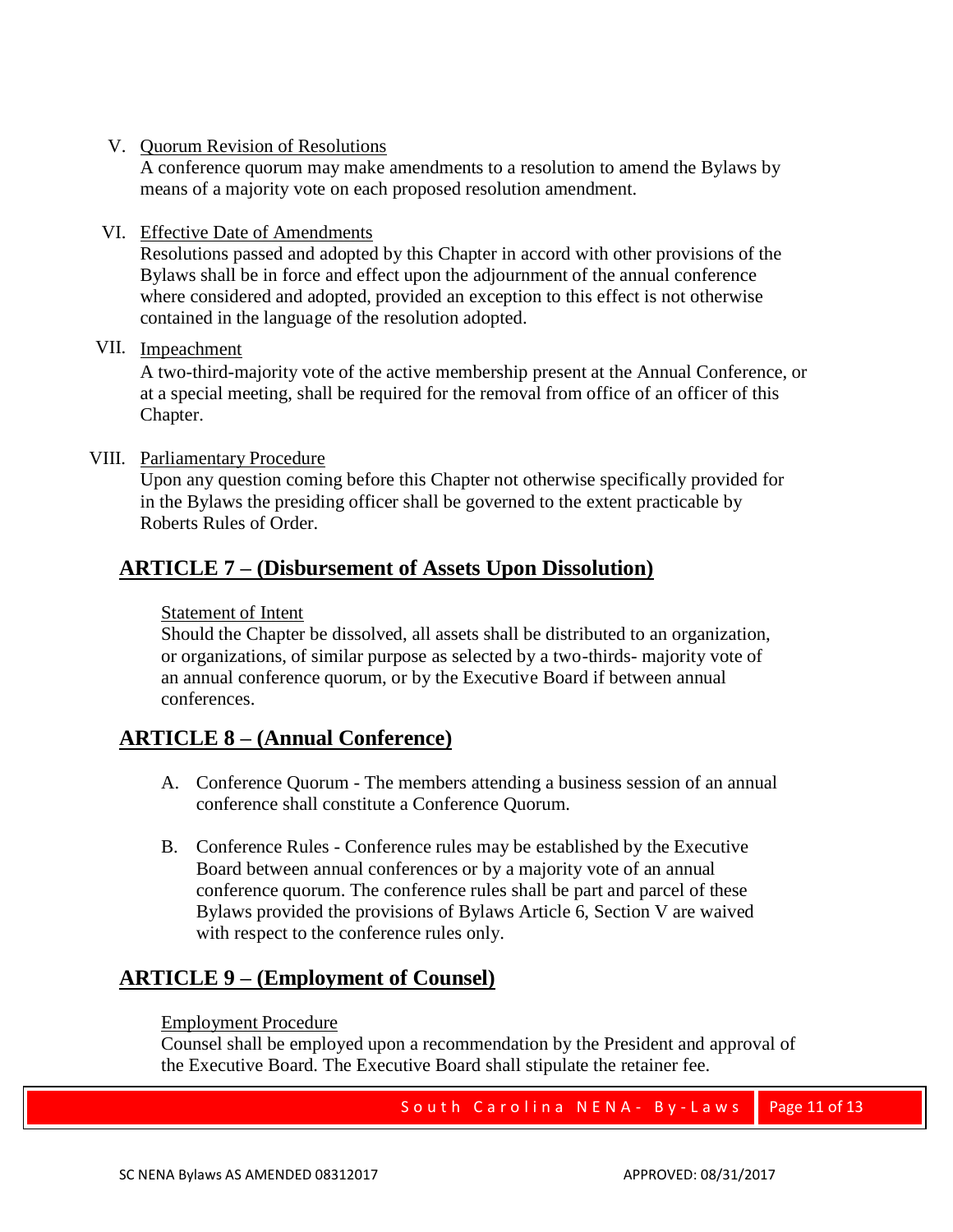V. Quorum Revision of Resolutions

A conference quorum may make amendments to a resolution to amend the Bylaws by means of a majority vote on each proposed resolution amendment.

VI. Effective Date of Amendments

Resolutions passed and adopted by this Chapter in accord with other provisions of the Bylaws shall be in force and effect upon the adjournment of the annual conference where considered and adopted, provided an exception to this effect is not otherwise contained in the language of the resolution adopted.

VII. Impeachment

A two-third-majority vote of the active membership present at the Annual Conference, or at a special meeting, shall be required for the removal from office of an officer of this Chapter.

VIII. Parliamentary Procedure

Upon any question coming before this Chapter not otherwise specifically provided for in the Bylaws the presiding officer shall be governed to the extent practicable by Roberts Rules of Order.

## ARTICLE 7 – (Disbursement of Assets Upon Dissolution)

Statement of Intent

Should the Chapter be dissolved, all assets shall be distributed to an organization, or organizations, of similar purpose as selected by a two-thirds- majority vote of an annual conference quorum, or by the Executive Board if between annual conferences.

## ARTICLE 8 – (Annual Conference)

A. Conference Quorum - The members attending a business session of an annual conference shall constitute a Conference Quorum.

B. Conference Rules - Conference rules may be established by the Executive Board between annual conferences or by a majority vote of an annual conference quorum. The conference rules shall be part and parcel of these Bylaws provided the provisions of Bylaws Article 6, Section V are waived with respect to the conference rules only.

## ARTICLE 9 – (Employment of Counsel)

Employment Procedure

Counsel shall be employed upon a recommendation by the President and approval of the Executive Board. The Executive Board shall stipulate the retainer fee.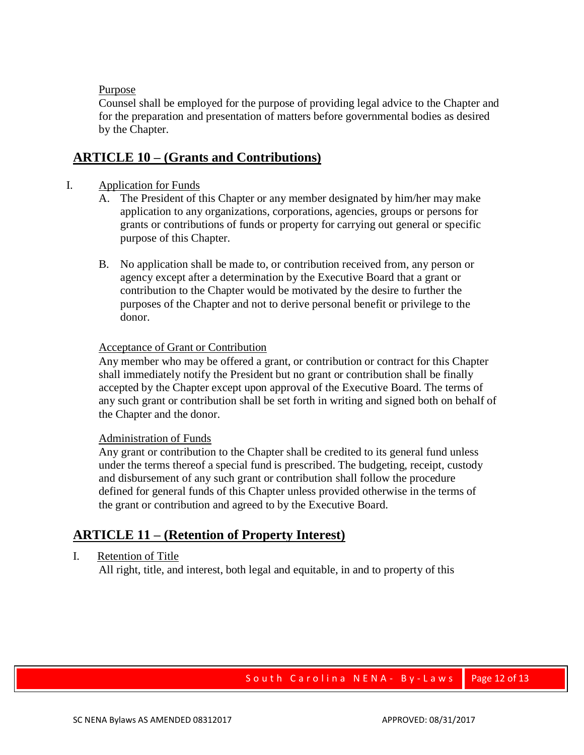Purpose

Counsel shall be employed for the purpose of providing legal advice to the Chapter and for the preparation and presentation of matters before governmental bodies as desired by the Chapter.

## ARTICLE 10 – (Grants and Contributions)

I. Application for Funds

A. The President of this Chapter or any member designated by him/her may make application to any organizations, corporations, agencies, groups or persons for grants or contributions of funds or property for carrying out general or specific purpose of this Chapter.

B. No application shall be made to, or contribution received from, any person or agency except after a determination by the Executive Board that a grant or contribution to the Chapter would be motivated by the desire to further the purposes of the Chapter and not to derive personal benefit or privilege to the donor.

Acceptance of Grant or Contribution

Any member who may be offered a grant, or contribution or contract for this Chapter shall immediately notify the President but no grant or contribution shall be finally accepted by the Chapter except upon approval of the Executive Board. The terms of any such grant or contribution shall be set forth in writing and signed both on behalf of the Chapter and the donor.

Administration of Funds

Any grant or contribution to the Chapter shall be credited to its general fund unless under the terms thereof a special fund is prescribed. The budgeting, receipt, custody and disbursement of any such grant or contribution shall follow the procedure defined for general funds of this Chapter unless provided otherwise in the terms of the grant or contribution and agreed to by the Executive Board.

## ARTICLE 11 – (Retention of Property Interest)

I. Retention of Title

All right, title, and interest, both legal and equitable, in and to property of this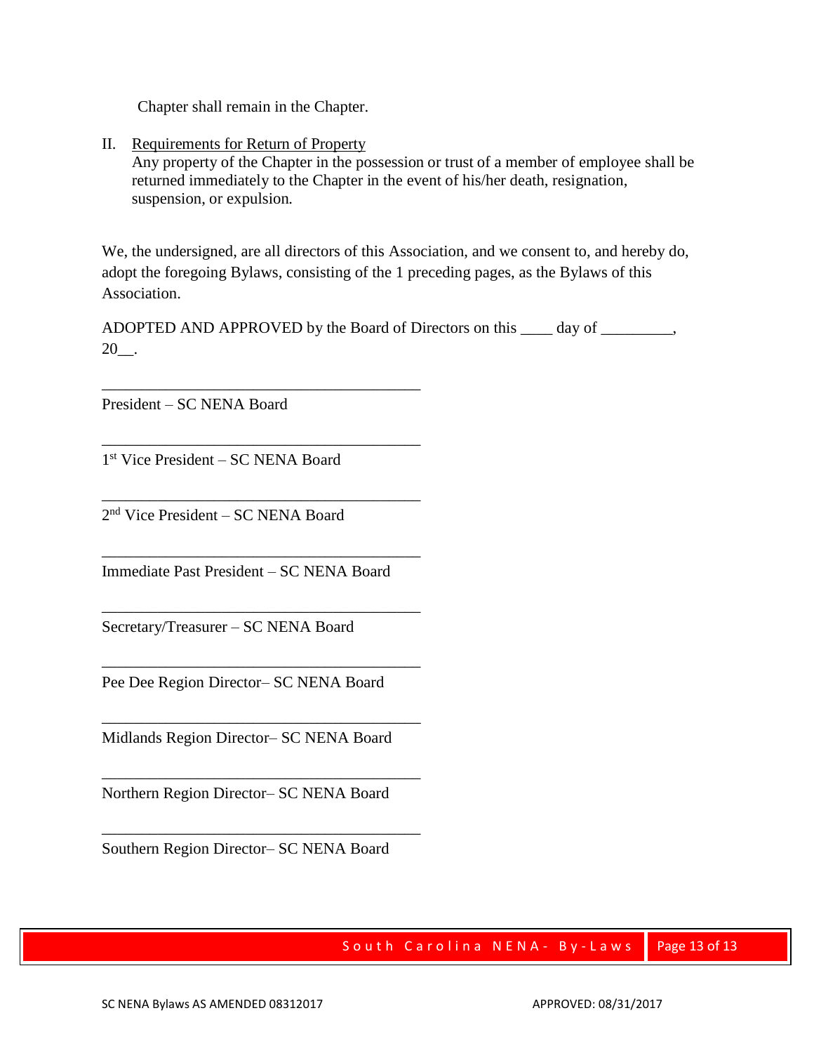Chapter shall remain in the Chapter.

II. Requirements for Return of Property

Any property of the Chapter in the possession or trust of a member of employee shall be returned immediately to the Chapter in the event of his/her death, resignation, suspension, or expulsion.

We, the undersigned, are all directors of this Association, and we consent to, and hereby do, adopt the foregoing Bylaws, consisting of the 1 preceding pages, as the Bylaws of this Association.

ADOPTED AND APPROVED by the Board of Directors on this ____ day of _________, 20__.

_______________________________________

President – SC NENA Board

_______________________________________

1st Vice President – SC NENA Board

_______________________________________

2nd Vice President – SC NENA Board

_______________________________________

Immediate Past President – SC NENA Board

_______________________________________

Secretary/Treasurer – SC NENA Board

_______________________________________

Pee Dee Region Director– SC NENA Board

_______________________________________

Midlands Region Director– SC NENA Board

_______________________________________

Northern Region Director– SC NENA Board

_______________________________________

Southern Region Director– SC NENA Board